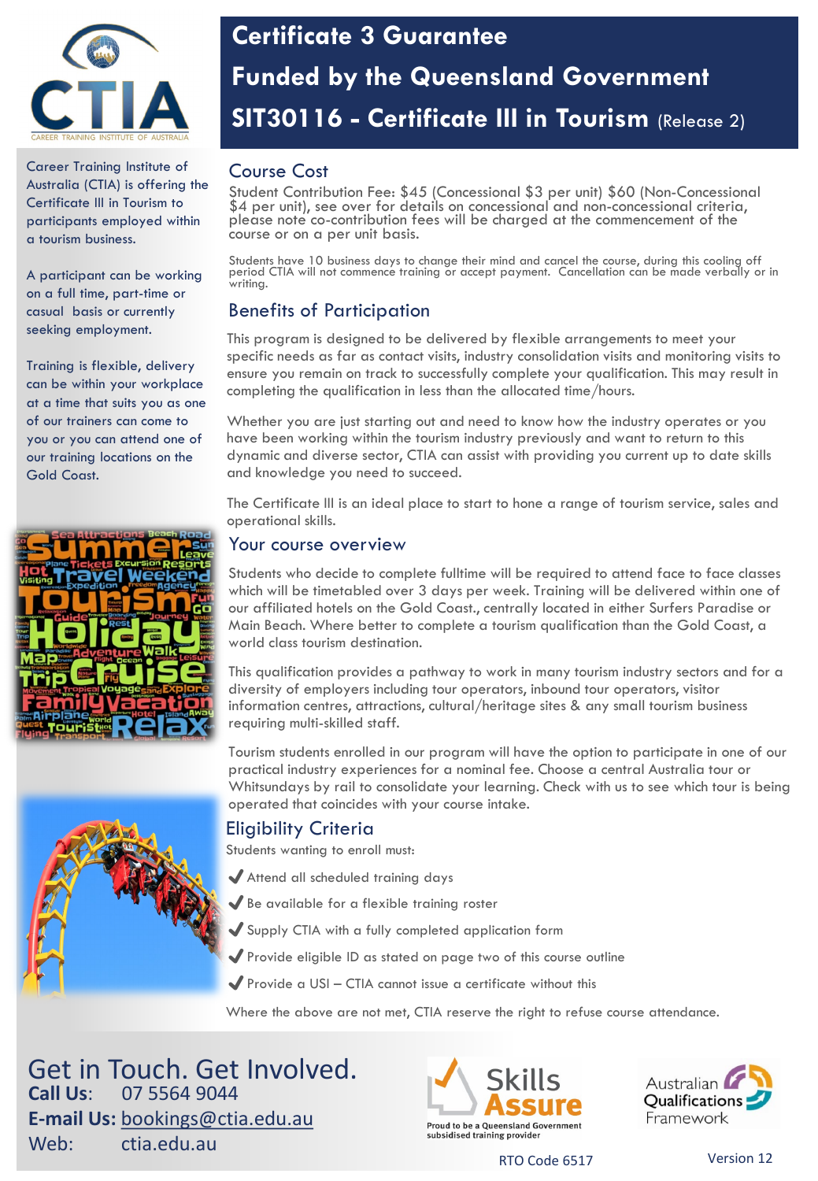# Certificate 3 Guarantee

# Funded by the Queensland Government

# SIT30116 - Certificate III in Tourism (Release 2)

Career Training Institute of Australia (CTIA) is offering the Certificate III in Tourism to participants employed within a tourism business.

A participant can be working on a full time, part-time or casual basis or currently seeking employment.

Training is flexible, delivery can be within your workplace at a time that suits you as one of our trainers can come to you or you can attend one of our training locations on the Gold Coast.

## Course Cost

Student Contribution Fee: $45 (Concessional $3 per unit) $60 (Non-Concessional $4 per unit), see over for details on concessional and non-concessional criteria, please note co-contribution fees will be charged at the commencement of the course or on a per unit basis.

Students have 10 business days to change their mind and cancel the course, during this cooling off period CTIA will not commence training or accept payment. Cancellation can be made verbally or in writing.

## Benefits of Participation

This program is designed to be delivered by flexible arrangements to meet your specific needs as far as contact visits, industry consolidation visits and monitoring visits to ensure you remain on track to successfully complete your qualification. This may result in completing the qualification in less than the allocated time/hours.

Whether you are just starting out and need to know how the industry operates or you have been working within the tourism industry previously and want to return to this dynamic and diverse sector, CTIA can assist with providing you current up to date skills and knowledge you need to succeed.

The Certificate III is an ideal place to start to hone a range of tourism service, sales and operational skills.

## Your course overview

Students who decide to complete fulltime will be required to attend face to face classes which will be timetabled over 3 days per week. Training will be delivered within one of our affiliated hotels on the Gold Coast., centrally located in either Surfers Paradise or Main Beach. Where better to complete a tourism qualification than the Gold Coast, a world class tourism destination.

This qualification provides a pathway to work in many tourism industry sectors and for a diversity of employers including tour operators, inbound tour operators, visitor information centres, attractions, cultural/heritage sites & any small tourism business requiring multi-skilled staff.

Tourism students enrolled in our program will have the option to participate in one of our practical industry experiences for a nominal fee. Choose a central Australia tour or Whitsundays by rail to consolidate your learning. Check with us to see which tour is being operated that coincides with your course intake.

## Eligibility Criteria

Students wanting to enroll must:

- ✔ Attend all scheduled training days
- ✔ Be available for a flexible training roster
- ✔ Supply CTIA with a fully completed application form
- ✔ Provide eligible ID as stated on page two of this course outline
- ✔ Provide a USI – CTIA cannot issue a certificate without this

Where the above are not met, CTIA reserve the right to refuse course attendance.

## Get in Touch. Get Involved.

**Call Us**: 07 5564 9044

**E-mail Us:** bookings@ctia.edu.au

Web: ctia.edu.au

Skills Assure — Proud to be a Queensland Government subsidised training provider

Australian Qualifications Framework

RTO Code 6517

Version 12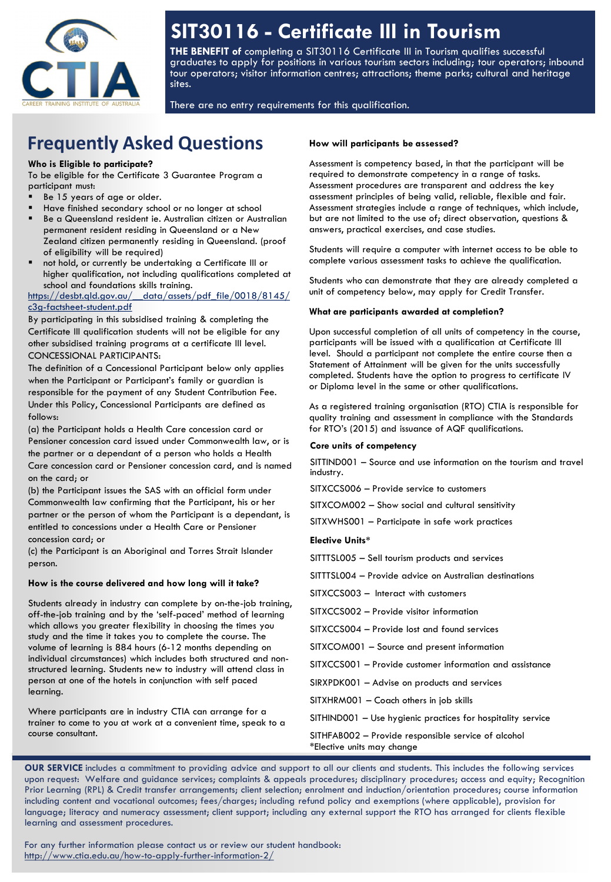# SIT30116 - Certificate III in Tourism

**THE BENEFIT of** completing a SIT30116 Certificate III in Tourism qualifies successful graduates to apply for positions in various tourism sectors including; tour operators; inbound tour operators; visitor information centres; attractions; theme parks; cultural and heritage sites.

There are no entry requirements for this qualification.

## Frequently Asked Questions

**Who is Eligible to participate?**

To be eligible for the Certificate 3 Guarantee Program a participant must:

- Be 15 years of age or older.
- Have finished secondary school or no longer at school
- Be a Queensland resident ie. Australian citizen or Australian permanent resident residing in Queensland or a New Zealand citizen permanently residing in Queensland. (proof of eligibility will be required)
- not hold, or currently be undertaking a Certificate III or higher qualification, not including qualifications completed at school and foundations skills training.

https://desbt.qld.gov.au/__data/assets/pdf_file/0018/8145/c3g-factsheet-student.pdf

By participating in this subsidised training & completing the Certificate III qualification students will not be eligible for any other subsidised training programs at a certificate III level.

CONCESSIONAL PARTICIPANTS:

The definition of a Concessional Participant below only applies when the Participant or Participant's family or guardian is responsible for the payment of any Student Contribution Fee. Under this Policy, Concessional Participants are defined as follows:

(a) the Participant holds a Health Care concession card or Pensioner concession card issued under Commonwealth law, or is the partner or a dependant of a person who holds a Health Care concession card or Pensioner concession card, and is named on the card; or

(b) the Participant issues the SAS with an official form under Commonwealth law confirming that the Participant, his or her partner or the person of whom the Participant is a dependant, is entitled to concessions under a Health Care or Pensioner concession card; or

(c) the Participant is an Aboriginal and Torres Strait Islander person.

**How is the course delivered and how long will it take?**

Students already in industry can complete by on-the-job training, off-the-job training and by the 'self-paced' method of learning which allows you greater flexibility in choosing the times you study and the time it takes you to complete the course. The volume of learning is 884 hours (6-12 months depending on individual circumstances) which includes both structured and non-structured learning. Students new to industry will attend class in person at one of the hotels in conjunction with self paced learning.

Where participants are in industry CTIA can arrange for a trainer to come to you at work at a convenient time, speak to a course consultant.

**How will participants be assessed?**

Assessment is competency based, in that the participant will be required to demonstrate competency in a range of tasks. Assessment procedures are transparent and address the key assessment principles of being valid, reliable, flexible and fair. Assessment strategies include a range of techniques, which include, but are not limited to the use of; direct observation, questions & answers, practical exercises, and case studies.

Students will require a computer with internet access to be able to complete various assessment tasks to achieve the qualification.

Students who can demonstrate that they are already completed a unit of competency below, may apply for Credit Transfer.

**What are participants awarded at completion?**

Upon successful completion of all units of competency in the course, participants will be issued with a qualification at Certificate III level. Should a participant not complete the entire course then a Statement of Attainment will be given for the units successfully completed. Students have the option to progress to certificate IV or Diploma level in the same or other qualifications.

As a registered training organisation (RTO) CTIA is responsible for quality training and assessment in compliance with the Standards for RTO's (2015) and issuance of AQF qualifications.

**Core units of competency**

SITTIND001 – Source and use information on the tourism and travel industry.

SITXCCS006 – Provide service to customers

SITXCOM002 – Show social and cultural sensitivity

SITXWHS001 – Participate in safe work practices

**Elective Units***

SITTTSL005 – Sell tourism products and services

SITTTSL004 – Provide advice on Australian destinations

SITXCCS003 – Interact with customers

SITXCCS002 – Provide visitor information

SITXCCS004 – Provide lost and found services

SITXCOM001 – Source and present information

SITXCCS001 – Provide customer information and assistance

SIRXPDK001 – Advise on products and services

SITXHRM001 – Coach others in job skills

SITHIND001 – Use hygienic practices for hospitality service

SITHFAB002 – Provide responsible service of alcohol

*Elective units may change

**OUR SERVICE** includes a commitment to providing advice and support to all our clients and students. This includes the following services upon request: Welfare and guidance services; complaints & appeals procedures; disciplinary procedures; access and equity; Recognition Prior Learning (RPL) & Credit transfer arrangements; client selection; enrolment and induction/orientation procedures; course information including content and vocational outcomes; fees/charges; including refund policy and exemptions (where applicable), provision for language; literacy and numeracy assessment; client support; including any external support the RTO has arranged for clients flexible learning and assessment procedures.

For any further information please contact us or review our student handbook:
http://www.ctia.edu.au/how-to-apply-further-information-2/